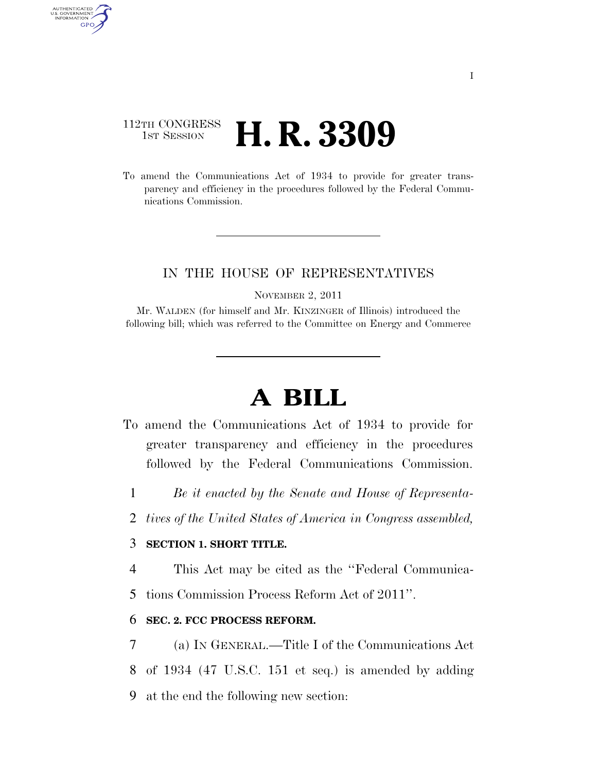112TH CONGRESS
1ST SESSION

# H. R. 3309

To amend the Communications Act of 1934 to provide for greater transparency and efficiency in the procedures followed by the Federal Communications Commission.

IN THE HOUSE OF REPRESENTATIVES

NOVEMBER 2, 2011

Mr. WALDEN (for himself and Mr. KINZINGER of Illinois) introduced the following bill; which was referred to the Committee on Energy and Commerce

# A BILL

To amend the Communications Act of 1934 to provide for greater transparency and efficiency in the procedures followed by the Federal Communications Commission.

1 *Be it enacted by the Senate and House of Representa-*
2 *tives of the United States of America in Congress assembled,*

3 **SECTION 1. SHORT TITLE.**

4 This Act may be cited as the ''Federal Communica-
5 tions Commission Process Reform Act of 2011''.

6 **SEC. 2. FCC PROCESS REFORM.**

7 (a) IN GENERAL.—Title I of the Communications Act
8 of 1934 (47 U.S.C. 151 et seq.) is amended by adding
9 at the end the following new section: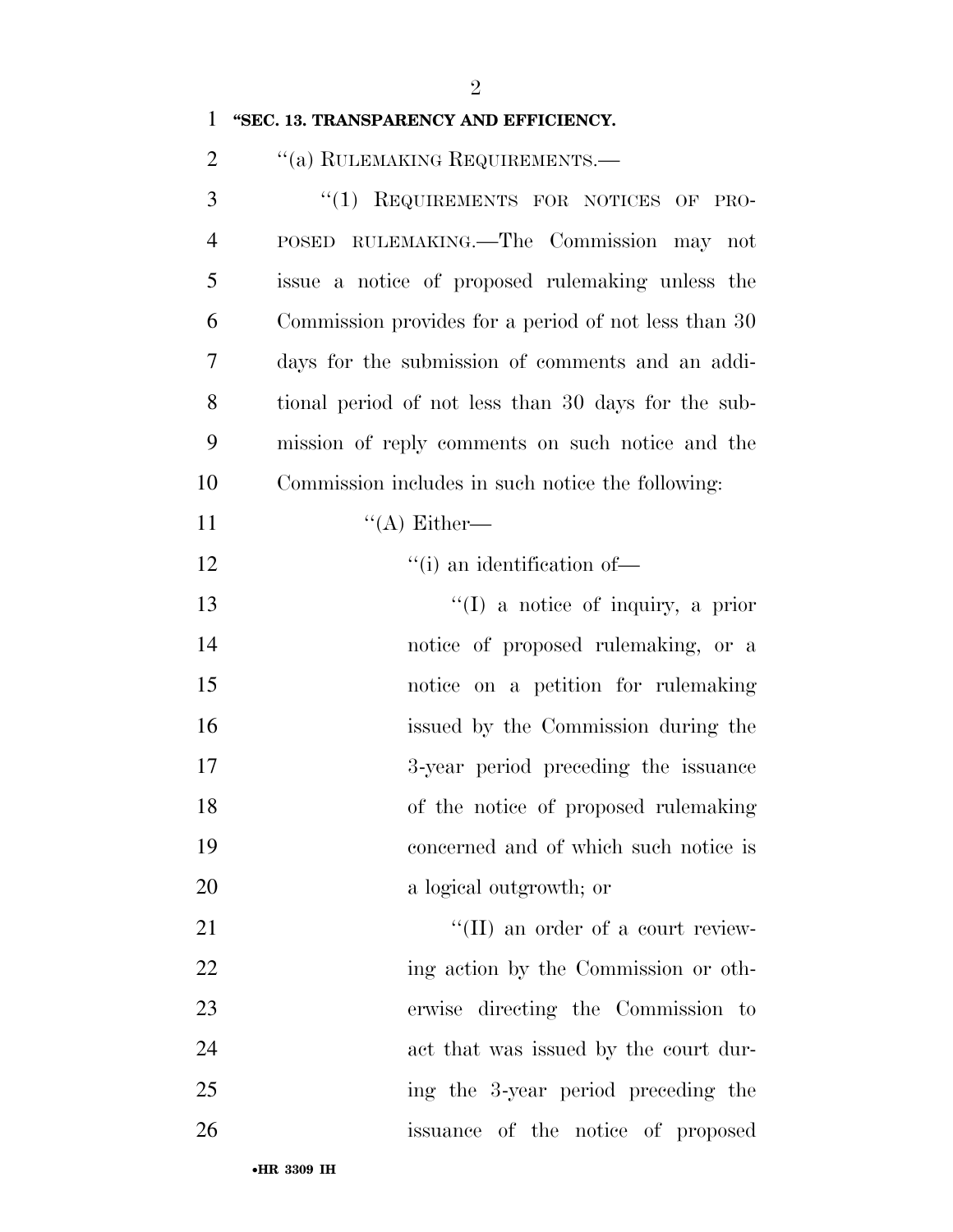**"SEC. 13. TRANSPARENCY AND EFFICIENCY.**

"(a) RULEMAKING REQUIREMENTS.—

"(1) REQUIREMENTS FOR NOTICES OF PROPOSED RULEMAKING.—The Commission may not issue a notice of proposed rulemaking unless the Commission provides for a period of not less than 30 days for the submission of comments and an additional period of not less than 30 days for the submission of reply comments on such notice and the Commission includes in such notice the following:

"(A) Either—

"(i) an identification of—

"(I) a notice of inquiry, a prior notice of proposed rulemaking, or a notice on a petition for rulemaking issued by the Commission during the 3-year period preceding the issuance of the notice of proposed rulemaking concerned and of which such notice is a logical outgrowth; or

"(II) an order of a court reviewing action by the Commission or otherwise directing the Commission to act that was issued by the court during the 3-year period preceding the issuance of the notice of proposed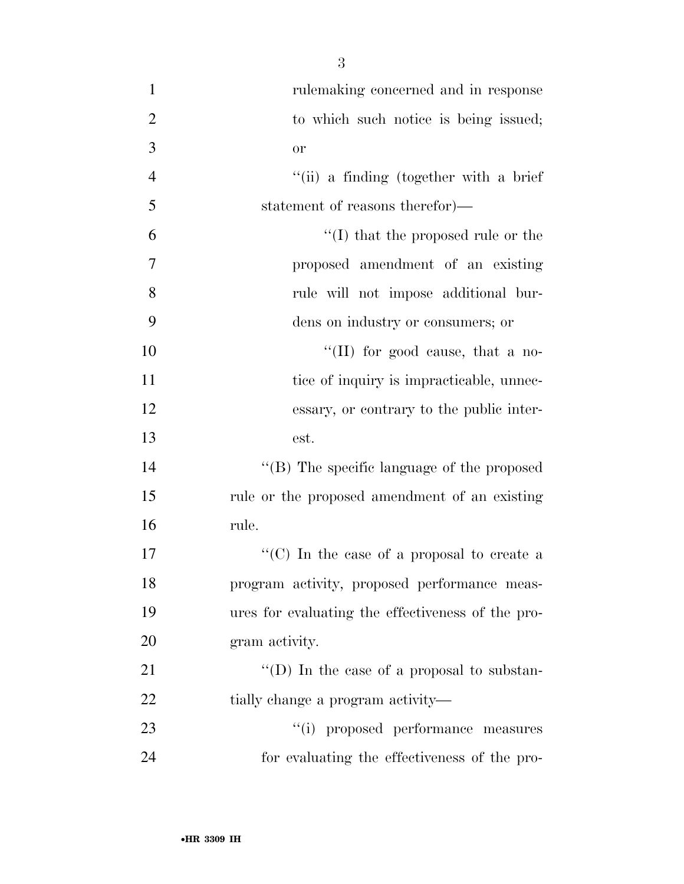rulemaking concerned and in response to which such notice is being issued; or

"(ii) a finding (together with a brief statement of reasons therefor)—

"(I) that the proposed rule or the proposed amendment of an existing rule will not impose additional burdens on industry or consumers; or

"(II) for good cause, that a notice of inquiry is impracticable, unnecessary, or contrary to the public interest.

"(B) The specific language of the proposed rule or the proposed amendment of an existing rule.

"(C) In the case of a proposal to create a program activity, proposed performance measures for evaluating the effectiveness of the program activity.

"(D) In the case of a proposal to substantially change a program activity—

"(i) proposed performance measures for evaluating the effectiveness of the pro-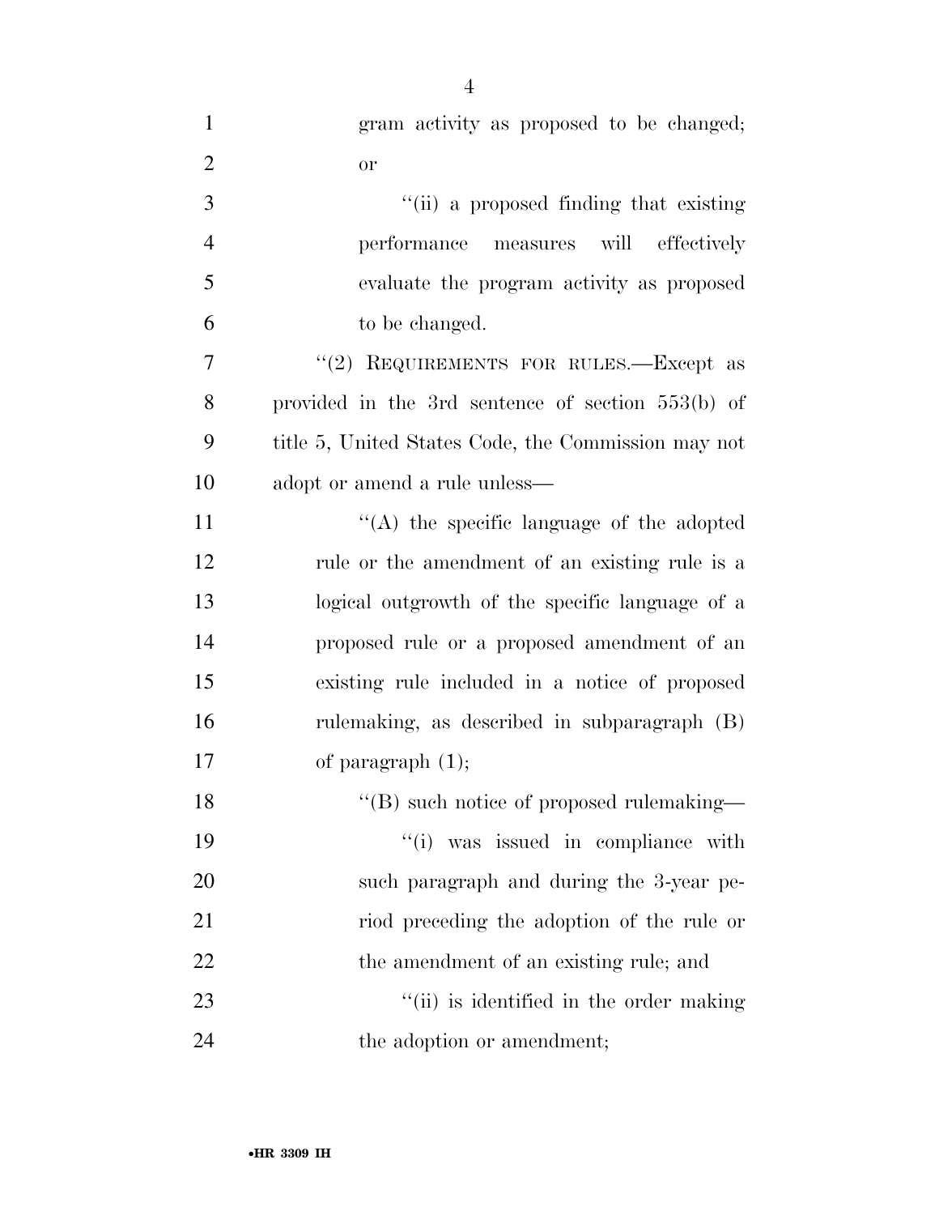gram activity as proposed to be changed; or

"(ii) a proposed finding that existing performance measures will effectively evaluate the program activity as proposed to be changed.

"(2) REQUIREMENTS FOR RULES.—Except as provided in the 3rd sentence of section 553(b) of title 5, United States Code, the Commission may not adopt or amend a rule unless—

"(A) the specific language of the adopted rule or the amendment of an existing rule is a logical outgrowth of the specific language of a proposed rule or a proposed amendment of an existing rule included in a notice of proposed rulemaking, as described in subparagraph (B) of paragraph (1);

"(B) such notice of proposed rulemaking—

"(i) was issued in compliance with such paragraph and during the 3-year period preceding the adoption of the rule or the amendment of an existing rule; and

"(ii) is identified in the order making the adoption or amendment;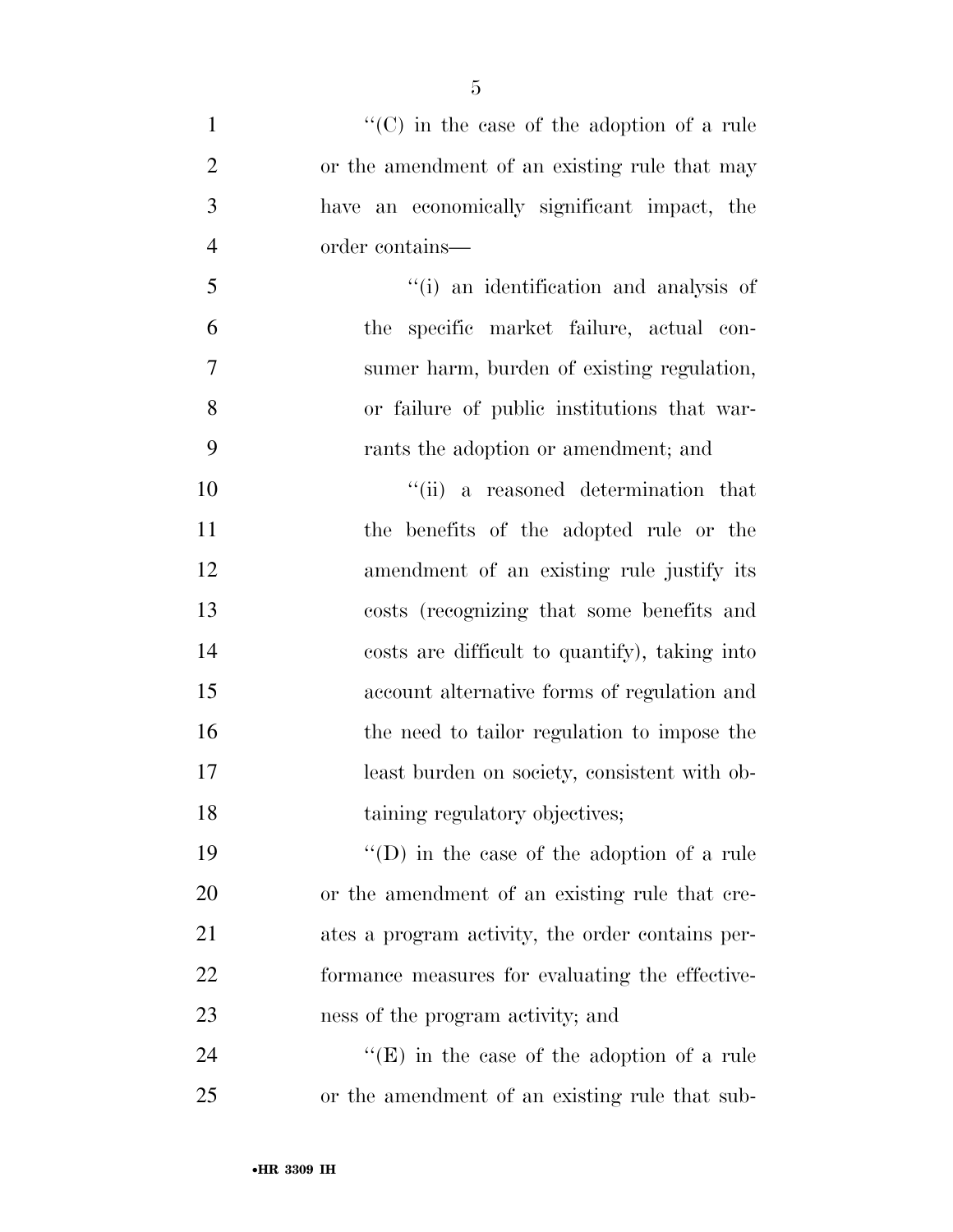''(C) in the case of the adoption of a rule or the amendment of an existing rule that may have an economically significant impact, the order contains—

''(i) an identification and analysis of the specific market failure, actual consumer harm, burden of existing regulation, or failure of public institutions that warrants the adoption or amendment; and

''(ii) a reasoned determination that the benefits of the adopted rule or the amendment of an existing rule justify its costs (recognizing that some benefits and costs are difficult to quantify), taking into account alternative forms of regulation and the need to tailor regulation to impose the least burden on society, consistent with obtaining regulatory objectives;

''(D) in the case of the adoption of a rule or the amendment of an existing rule that creates a program activity, the order contains performance measures for evaluating the effectiveness of the program activity; and

''(E) in the case of the adoption of a rule or the amendment of an existing rule that sub-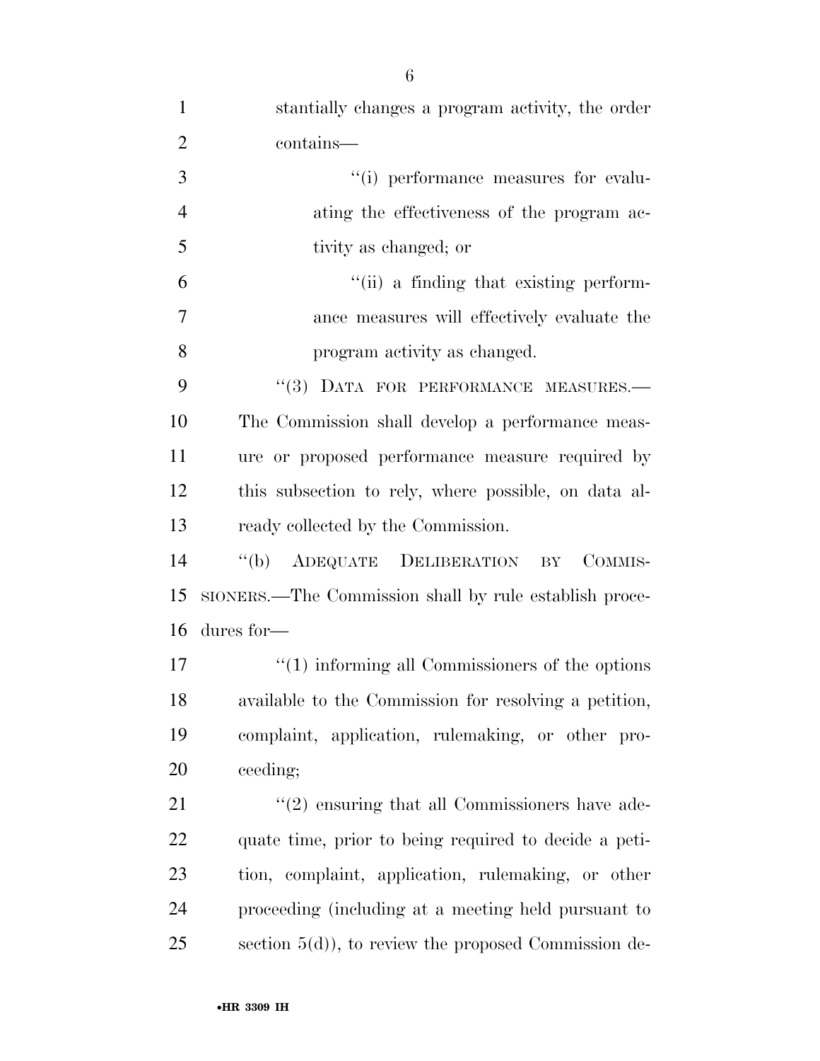stantially changes a program activity, the order contains—

''(i) performance measures for evaluating the effectiveness of the program activity as changed; or

''(ii) a finding that existing performance measures will effectively evaluate the program activity as changed.

''(3) DATA FOR PERFORMANCE MEASURES.—The Commission shall develop a performance measure or proposed performance measure required by this subsection to rely, where possible, on data already collected by the Commission.

''(b) ADEQUATE DELIBERATION BY COMMISSIONERS.—The Commission shall by rule establish procedures for—

''(1) informing all Commissioners of the options available to the Commission for resolving a petition, complaint, application, rulemaking, or other proceeding;

''(2) ensuring that all Commissioners have adequate time, prior to being required to decide a petition, complaint, application, rulemaking, or other proceeding (including at a meeting held pursuant to section 5(d)), to review the proposed Commission de-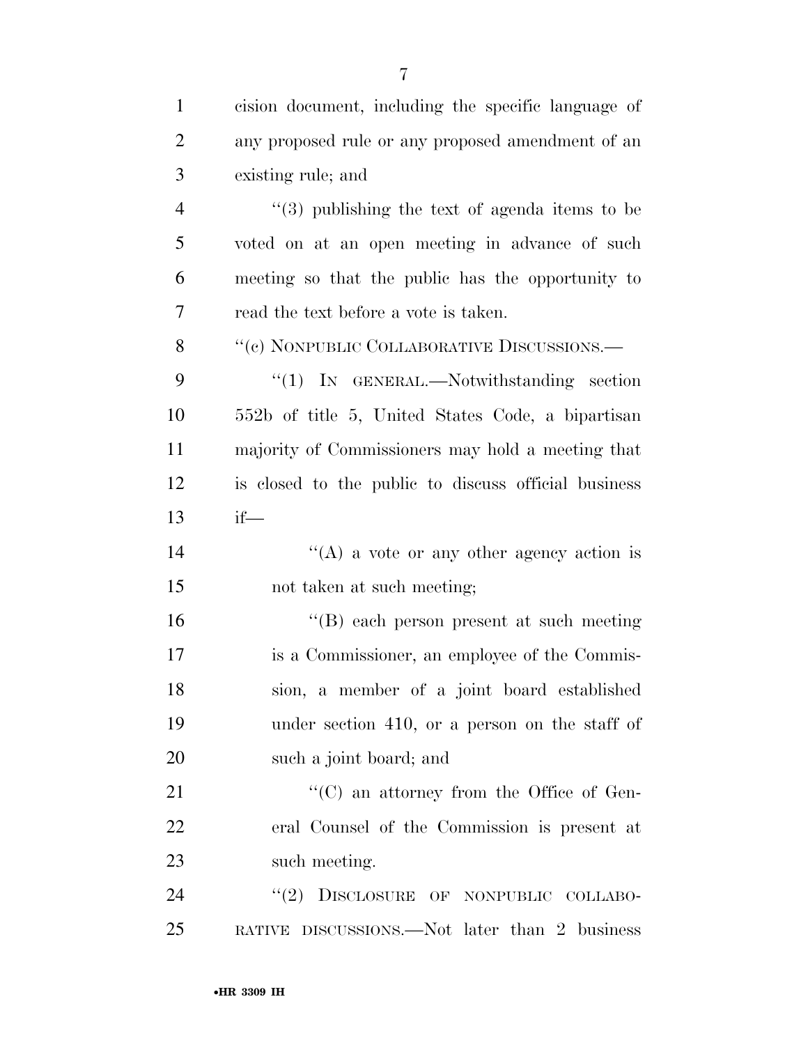cision document, including the specific language of any proposed rule or any proposed amendment of an existing rule; and

''(3) publishing the text of agenda items to be voted on at an open meeting in advance of such meeting so that the public has the opportunity to read the text before a vote is taken.

''(c) NONPUBLIC COLLABORATIVE DISCUSSIONS.—

''(1) IN GENERAL.—Notwithstanding section 552b of title 5, United States Code, a bipartisan majority of Commissioners may hold a meeting that is closed to the public to discuss official business if—

''(A) a vote or any other agency action is not taken at such meeting;

''(B) each person present at such meeting is a Commissioner, an employee of the Commission, a member of a joint board established under section 410, or a person on the staff of such a joint board; and

''(C) an attorney from the Office of General Counsel of the Commission is present at such meeting.

''(2) DISCLOSURE OF NONPUBLIC COLLABORATIVE DISCUSSIONS.—Not later than 2 business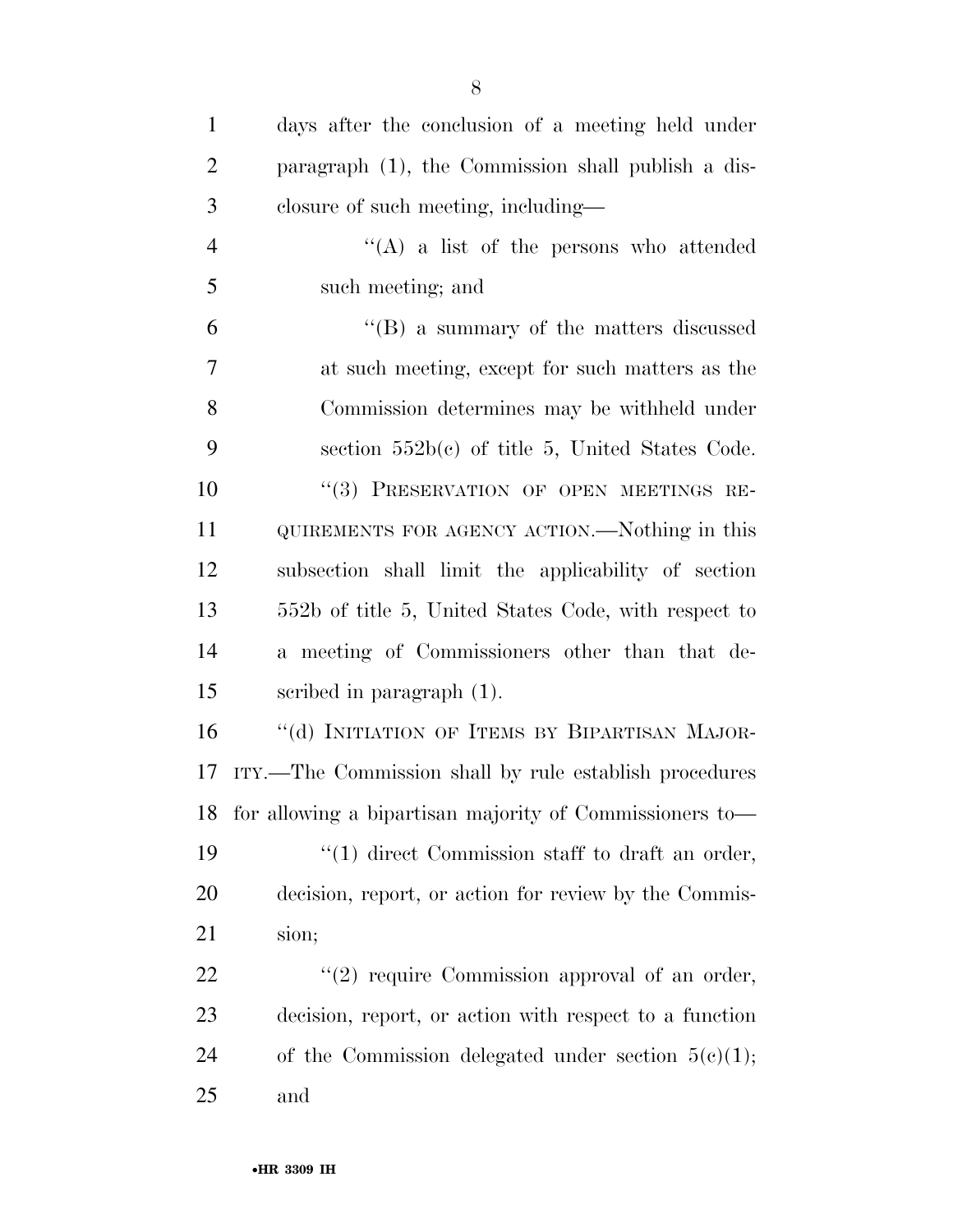days after the conclusion of a meeting held under paragraph (1), the Commission shall publish a disclosure of such meeting, including—

"(A) a list of the persons who attended such meeting; and

"(B) a summary of the matters discussed at such meeting, except for such matters as the Commission determines may be withheld under section 552b(c) of title 5, United States Code.

"(3) PRESERVATION OF OPEN MEETINGS REQUIREMENTS FOR AGENCY ACTION.—Nothing in this subsection shall limit the applicability of section 552b of title 5, United States Code, with respect to a meeting of Commissioners other than that described in paragraph (1).

"(d) INITIATION OF ITEMS BY BIPARTISAN MAJORITY.—The Commission shall by rule establish procedures for allowing a bipartisan majority of Commissioners to—

"(1) direct Commission staff to draft an order, decision, report, or action for review by the Commission;

"(2) require Commission approval of an order, decision, report, or action with respect to a function of the Commission delegated under section 5(c)(1); and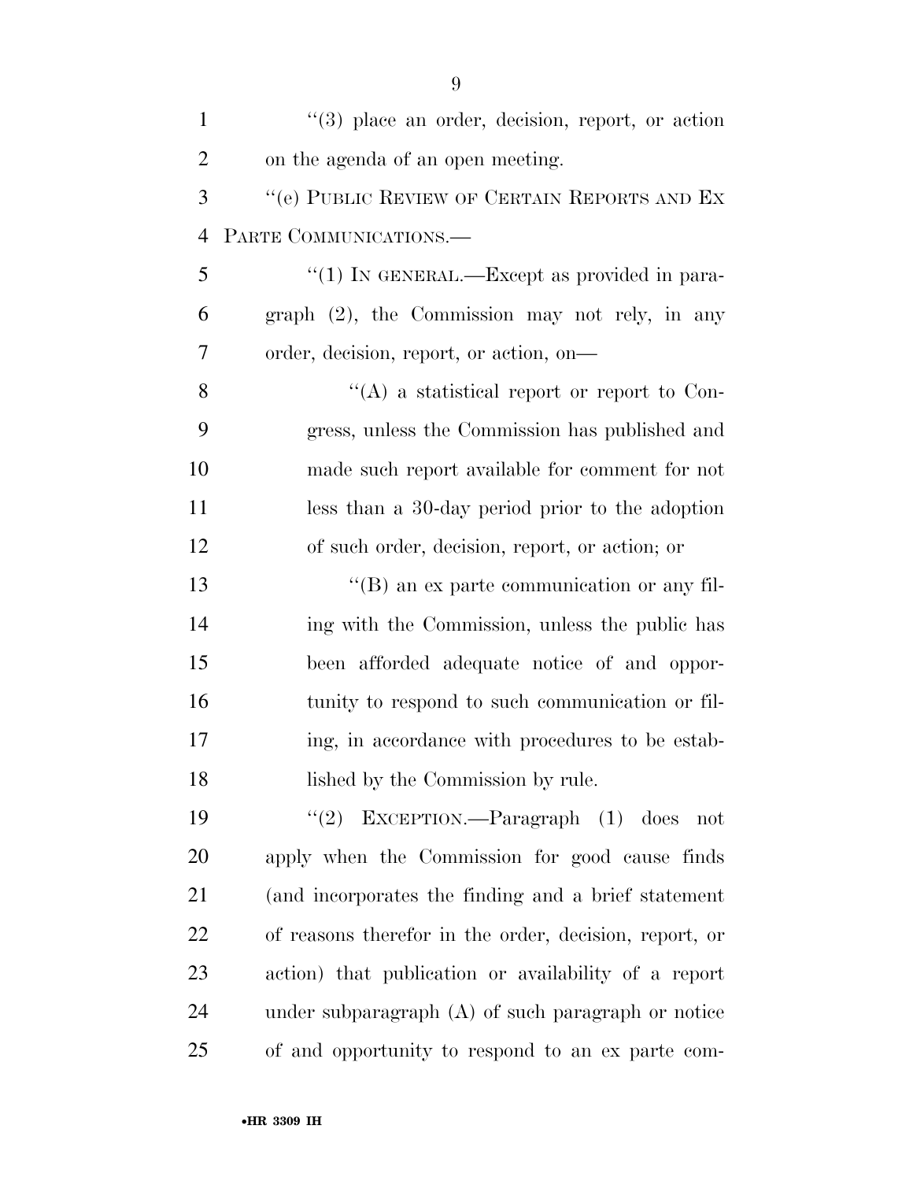''(3) place an order, decision, report, or action on the agenda of an open meeting.

''(e) PUBLIC REVIEW OF CERTAIN REPORTS AND EX PARTE COMMUNICATIONS.—

''(1) IN GENERAL.—Except as provided in paragraph (2), the Commission may not rely, in any order, decision, report, or action, on—

''(A) a statistical report or report to Congress, unless the Commission has published and made such report available for comment for not less than a 30-day period prior to the adoption of such order, decision, report, or action; or

''(B) an ex parte communication or any filing with the Commission, unless the public has been afforded adequate notice of and opportunity to respond to such communication or filing, in accordance with procedures to be established by the Commission by rule.

''(2) EXCEPTION.—Paragraph (1) does not apply when the Commission for good cause finds (and incorporates the finding and a brief statement of reasons therefor in the order, decision, report, or action) that publication or availability of a report under subparagraph (A) of such paragraph or notice of and opportunity to respond to an ex parte com-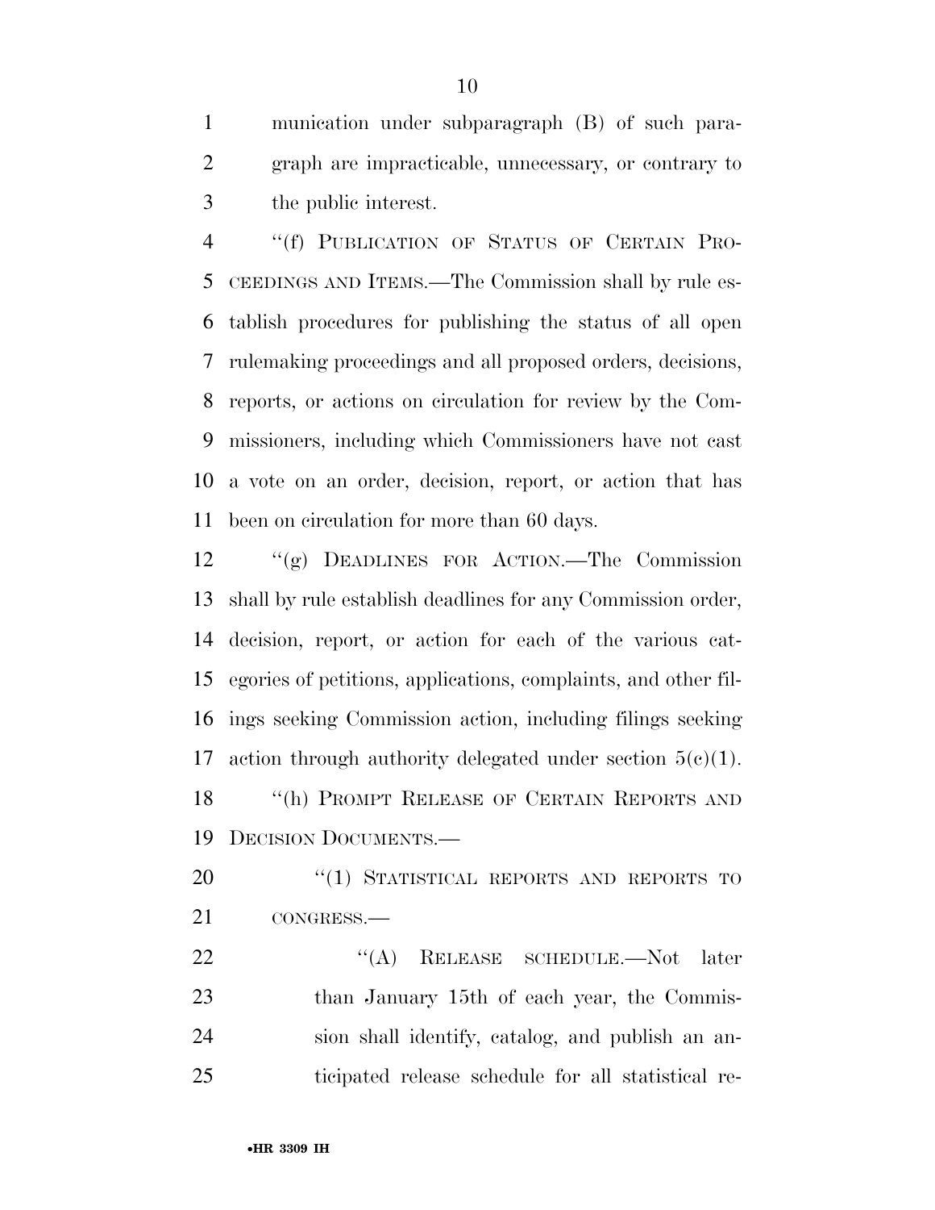munication under subparagraph (B) of such paragraph are impracticable, unnecessary, or contrary to the public interest.

''(f) PUBLICATION OF STATUS OF CERTAIN PROCEEDINGS AND ITEMS.—The Commission shall by rule establish procedures for publishing the status of all open rulemaking proceedings and all proposed orders, decisions, reports, or actions on circulation for review by the Commissioners, including which Commissioners have not cast a vote on an order, decision, report, or action that has been on circulation for more than 60 days.

''(g) DEADLINES FOR ACTION.—The Commission shall by rule establish deadlines for any Commission order, decision, report, or action for each of the various categories of petitions, applications, complaints, and other filings seeking Commission action, including filings seeking action through authority delegated under section 5(c)(1).

''(h) PROMPT RELEASE OF CERTAIN REPORTS AND DECISION DOCUMENTS.—

''(1) STATISTICAL REPORTS AND REPORTS TO CONGRESS.—

''(A) RELEASE SCHEDULE.—Not later than January 15th of each year, the Commission shall identify, catalog, and publish an anticipated release schedule for all statistical re-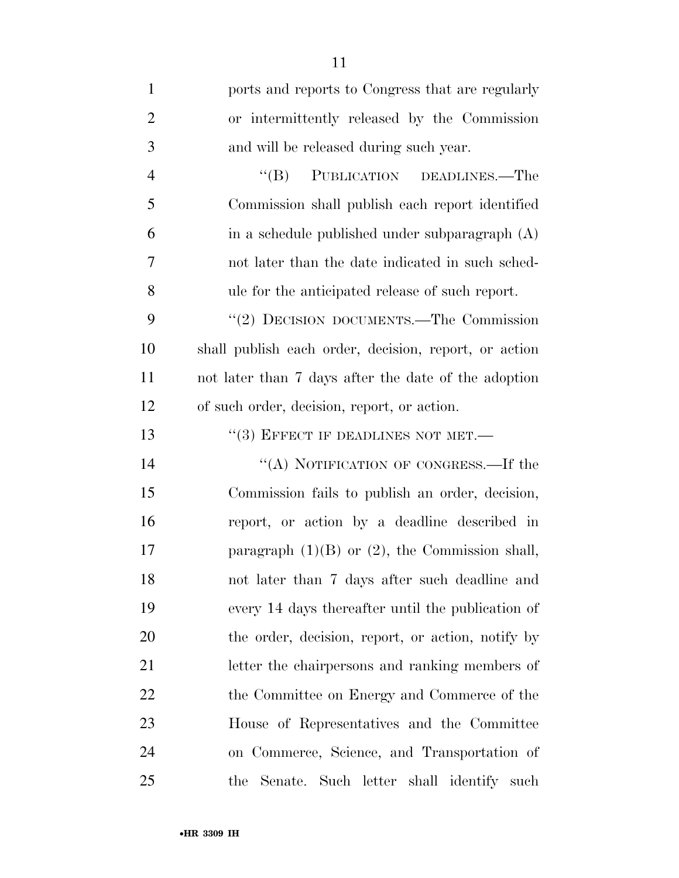ports and reports to Congress that are regularly or intermittently released by the Commission and will be released during such year.

"(B) PUBLICATION DEADLINES.—The Commission shall publish each report identified in a schedule published under subparagraph (A) not later than the date indicated in such schedule for the anticipated release of such report.

"(2) DECISION DOCUMENTS.—The Commission shall publish each order, decision, report, or action not later than 7 days after the date of the adoption of such order, decision, report, or action.

"(3) EFFECT IF DEADLINES NOT MET.—

"(A) NOTIFICATION OF CONGRESS.—If the Commission fails to publish an order, decision, report, or action by a deadline described in paragraph (1)(B) or (2), the Commission shall, not later than 7 days after such deadline and every 14 days thereafter until the publication of the order, decision, report, or action, notify by letter the chairpersons and ranking members of the Committee on Energy and Commerce of the House of Representatives and the Committee on Commerce, Science, and Transportation of the Senate. Such letter shall identify such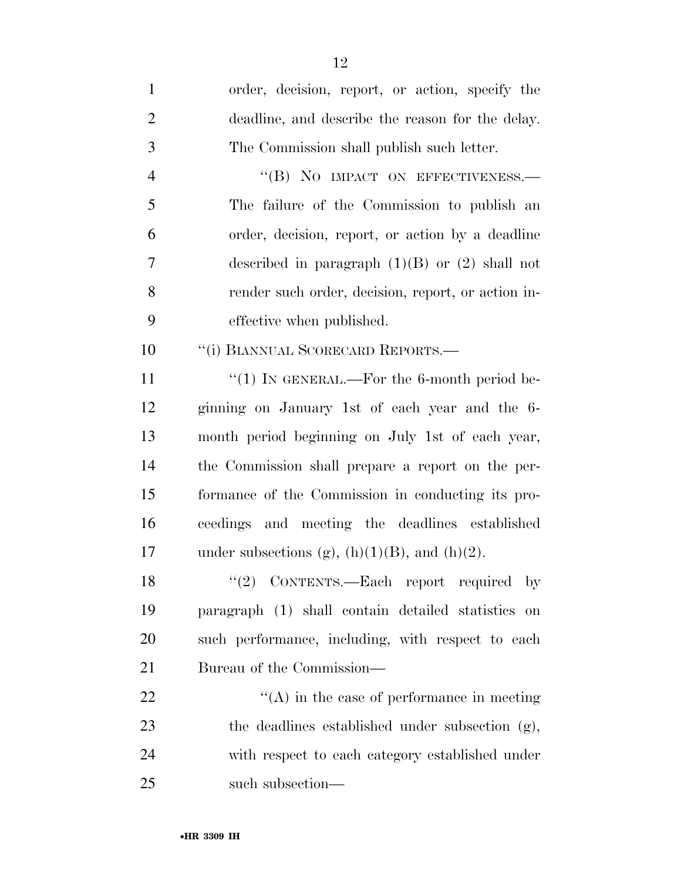order, decision, report, or action, specify the deadline, and describe the reason for the delay. The Commission shall publish such letter.

"(B) NO IMPACT ON EFFECTIVENESS.— The failure of the Commission to publish an order, decision, report, or action by a deadline described in paragraph (1)(B) or (2) shall not render such order, decision, report, or action ineffective when published.

"(i) BIANNUAL SCORECARD REPORTS.—

"(1) IN GENERAL.—For the 6-month period beginning on January 1st of each year and the 6-month period beginning on July 1st of each year, the Commission shall prepare a report on the performance of the Commission in conducting its proceedings and meeting the deadlines established under subsections (g), (h)(1)(B), and (h)(2).

"(2) CONTENTS.—Each report required by paragraph (1) shall contain detailed statistics on such performance, including, with respect to each Bureau of the Commission—

"(A) in the case of performance in meeting the deadlines established under subsection (g), with respect to each category established under such subsection—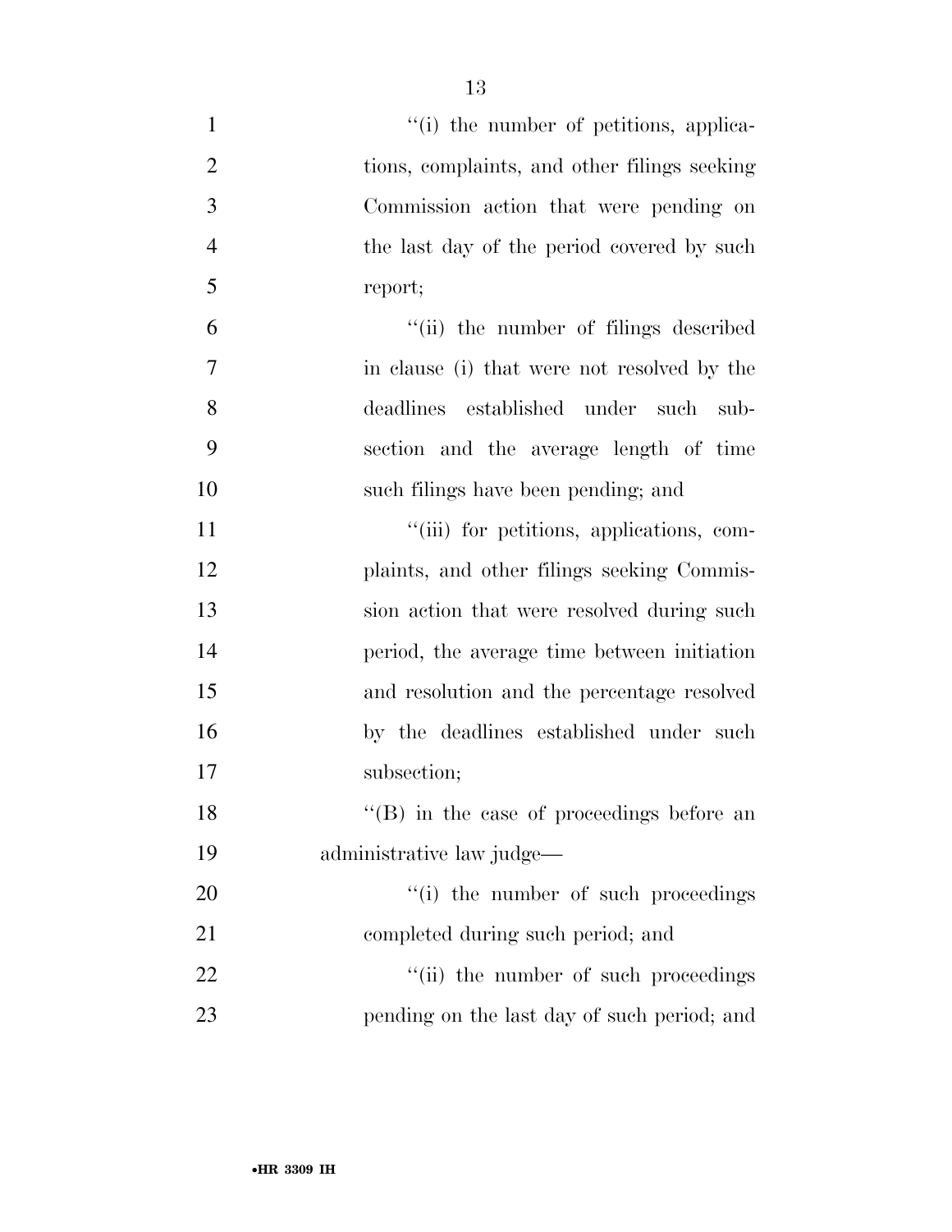''(i) the number of petitions, applications, complaints, and other filings seeking Commission action that were pending on the last day of the period covered by such report;

''(ii) the number of filings described in clause (i) that were not resolved by the deadlines established under such subsection and the average length of time such filings have been pending; and

''(iii) for petitions, applications, complaints, and other filings seeking Commission action that were resolved during such period, the average time between initiation and resolution and the percentage resolved by the deadlines established under such subsection;

''(B) in the case of proceedings before an administrative law judge—

''(i) the number of such proceedings completed during such period; and

''(ii) the number of such proceedings pending on the last day of such period; and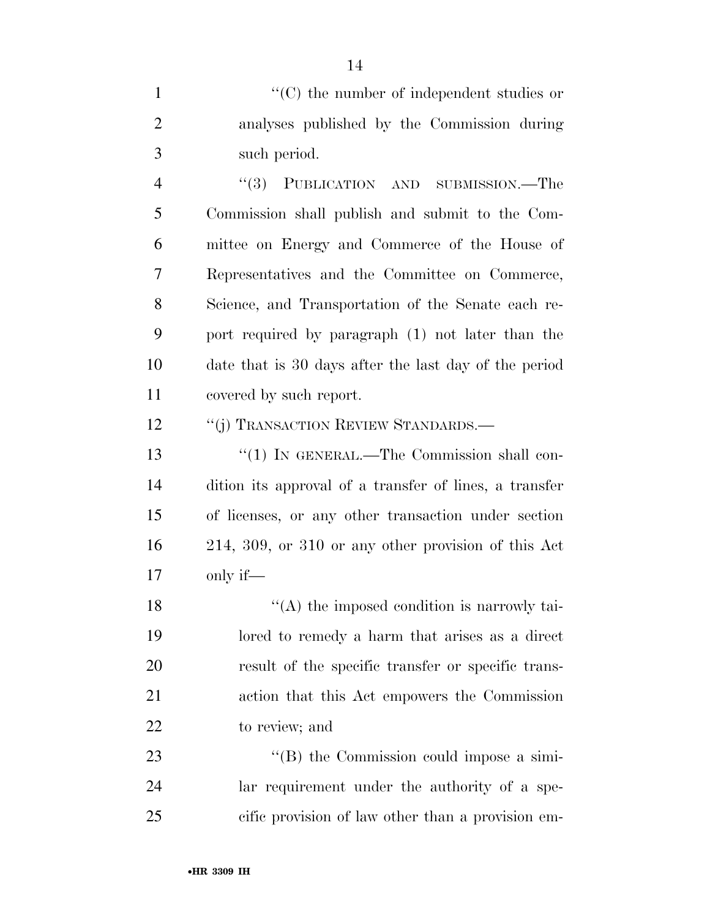"(C) the number of independent studies or analyses published by the Commission during such period.

"(3) PUBLICATION AND SUBMISSION.—The Commission shall publish and submit to the Committee on Energy and Commerce of the House of Representatives and the Committee on Commerce, Science, and Transportation of the Senate each report required by paragraph (1) not later than the date that is 30 days after the last day of the period covered by such report.

"(j) TRANSACTION REVIEW STANDARDS.—

"(1) IN GENERAL.—The Commission shall condition its approval of a transfer of lines, a transfer of licenses, or any other transaction under section 214, 309, or 310 or any other provision of this Act only if—

"(A) the imposed condition is narrowly tailored to remedy a harm that arises as a direct result of the specific transfer or specific transaction that this Act empowers the Commission to review; and

"(B) the Commission could impose a similar requirement under the authority of a specific provision of law other than a provision em-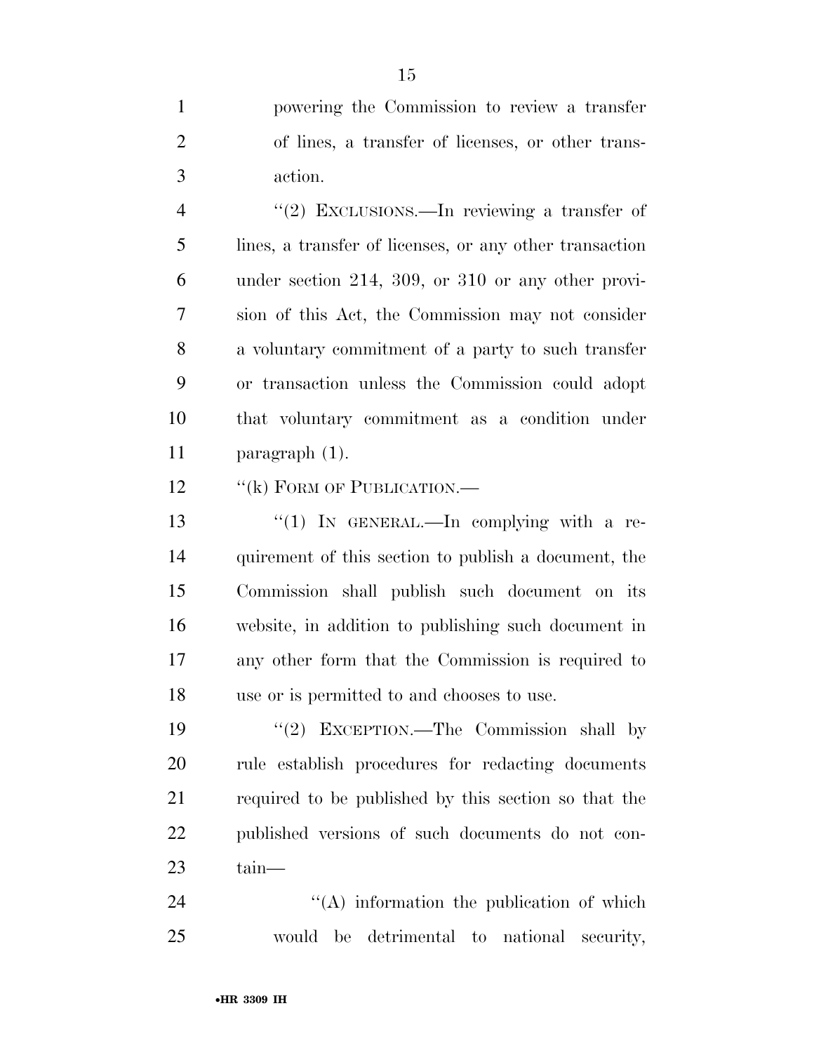powering the Commission to review a transfer of lines, a transfer of licenses, or other transaction.

"(2) EXCLUSIONS.—In reviewing a transfer of lines, a transfer of licenses, or any other transaction under section 214, 309, or 310 or any other provision of this Act, the Commission may not consider a voluntary commitment of a party to such transfer or transaction unless the Commission could adopt that voluntary commitment as a condition under paragraph (1).

"(k) FORM OF PUBLICATION.—

"(1) IN GENERAL.—In complying with a requirement of this section to publish a document, the Commission shall publish such document on its website, in addition to publishing such document in any other form that the Commission is required to use or is permitted to and chooses to use.

"(2) EXCEPTION.—The Commission shall by rule establish procedures for redacting documents required to be published by this section so that the published versions of such documents do not contain—

"(A) information the publication of which would be detrimental to national security,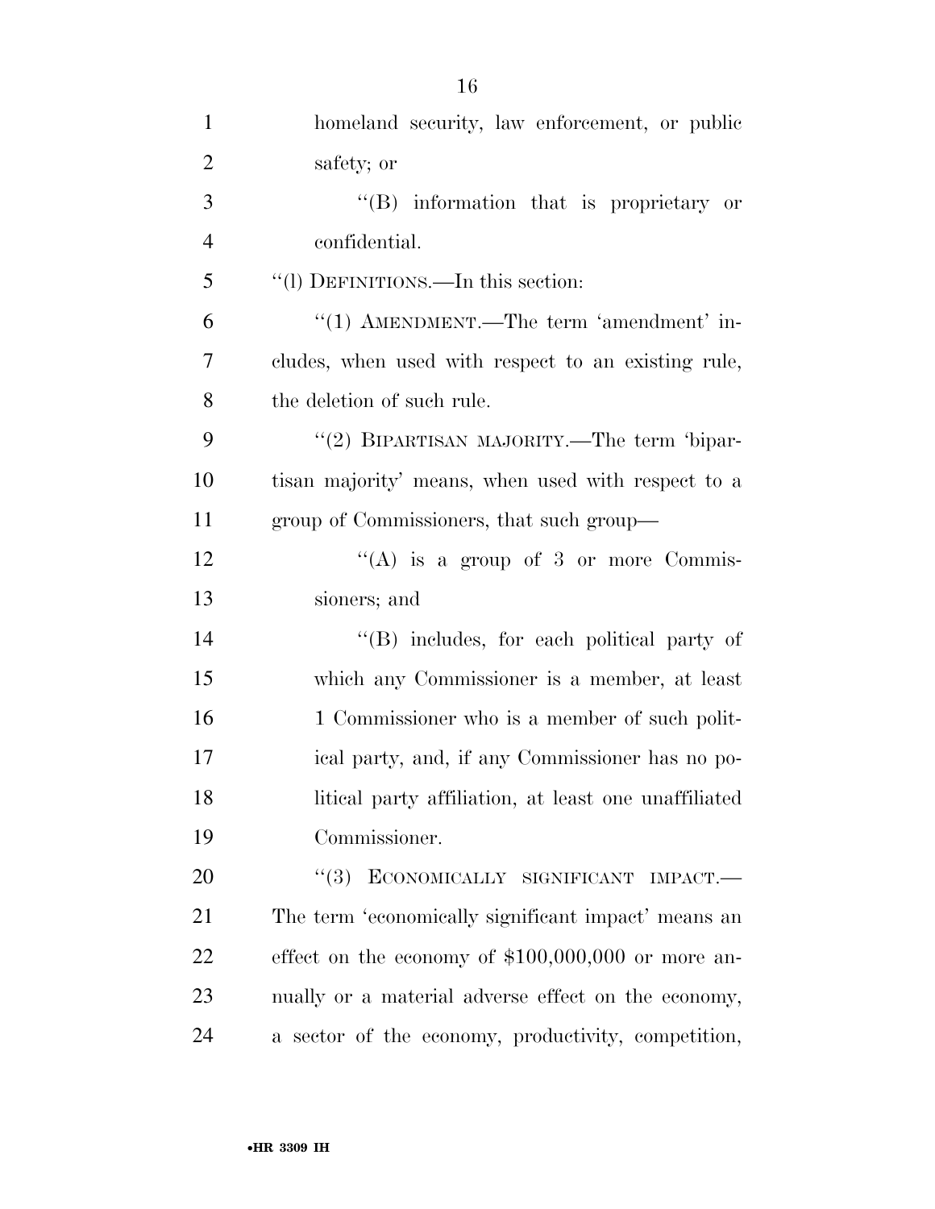homeland security, law enforcement, or public safety; or

"(B) information that is proprietary or confidential.

"(l) DEFINITIONS.—In this section:

"(1) AMENDMENT.—The term 'amendment' includes, when used with respect to an existing rule, the deletion of such rule.

"(2) BIPARTISAN MAJORITY.—The term 'bipartisan majority' means, when used with respect to a group of Commissioners, that such group—

"(A) is a group of 3 or more Commissioners; and

"(B) includes, for each political party of which any Commissioner is a member, at least 1 Commissioner who is a member of such political party, and, if any Commissioner has no political party affiliation, at least one unaffiliated Commissioner.

"(3) ECONOMICALLY SIGNIFICANT IMPACT.—The term 'economically significant impact' means an effect on the economy of $100,000,000 or more annually or a material adverse effect on the economy, a sector of the economy, productivity, competition,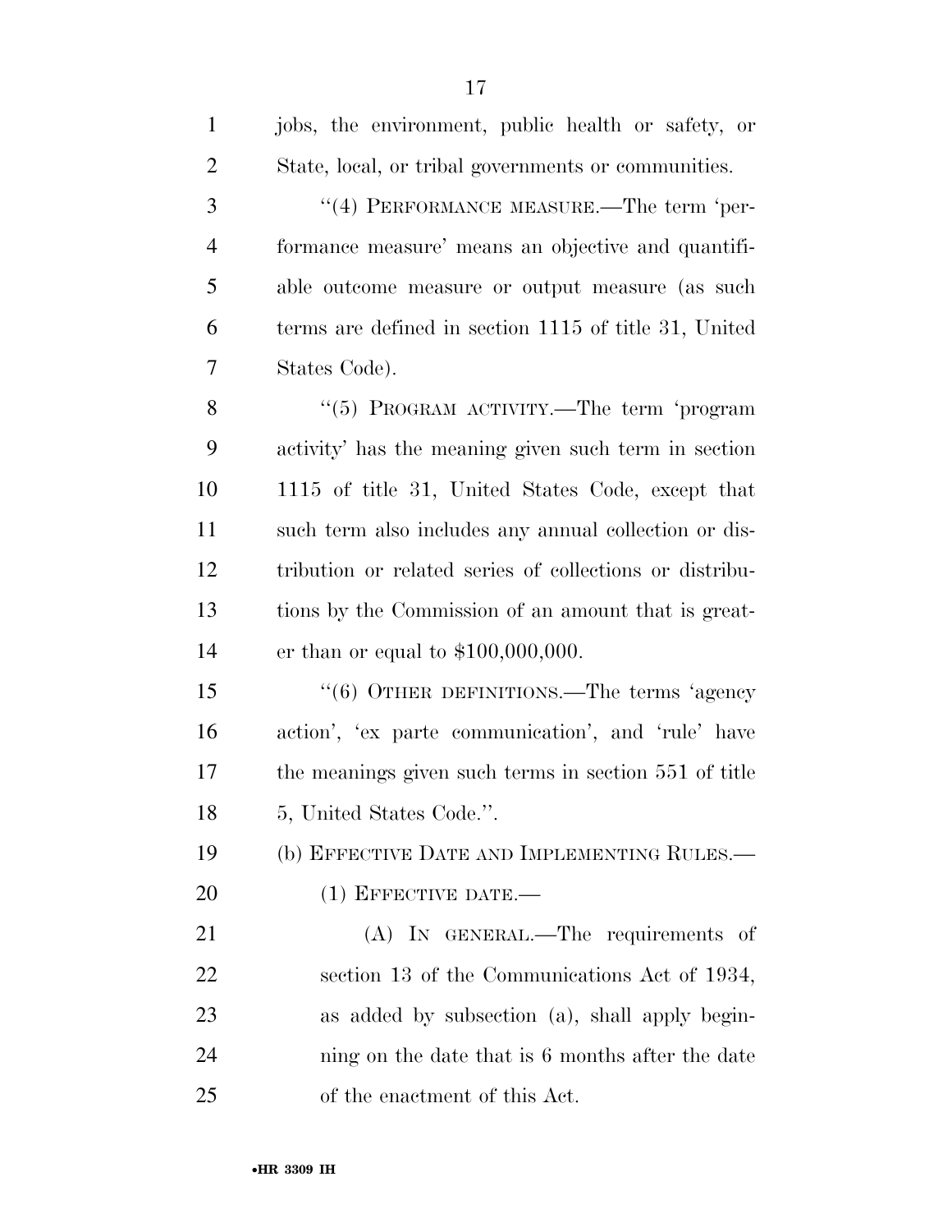jobs, the environment, public health or safety, or State, local, or tribal governments or communities.

"(4) PERFORMANCE MEASURE.—The term 'performance measure' means an objective and quantifiable outcome measure or output measure (as such terms are defined in section 1115 of title 31, United States Code).

"(5) PROGRAM ACTIVITY.—The term 'program activity' has the meaning given such term in section 1115 of title 31, United States Code, except that such term also includes any annual collection or distribution or related series of collections or distributions by the Commission of an amount that is greater than or equal to $100,000,000.

"(6) OTHER DEFINITIONS.—The terms 'agency action', 'ex parte communication', and 'rule' have the meanings given such terms in section 551 of title 5, United States Code.".

(b) EFFECTIVE DATE AND IMPLEMENTING RULES.—

(1) EFFECTIVE DATE.—

(A) IN GENERAL.—The requirements of section 13 of the Communications Act of 1934, as added by subsection (a), shall apply beginning on the date that is 6 months after the date of the enactment of this Act.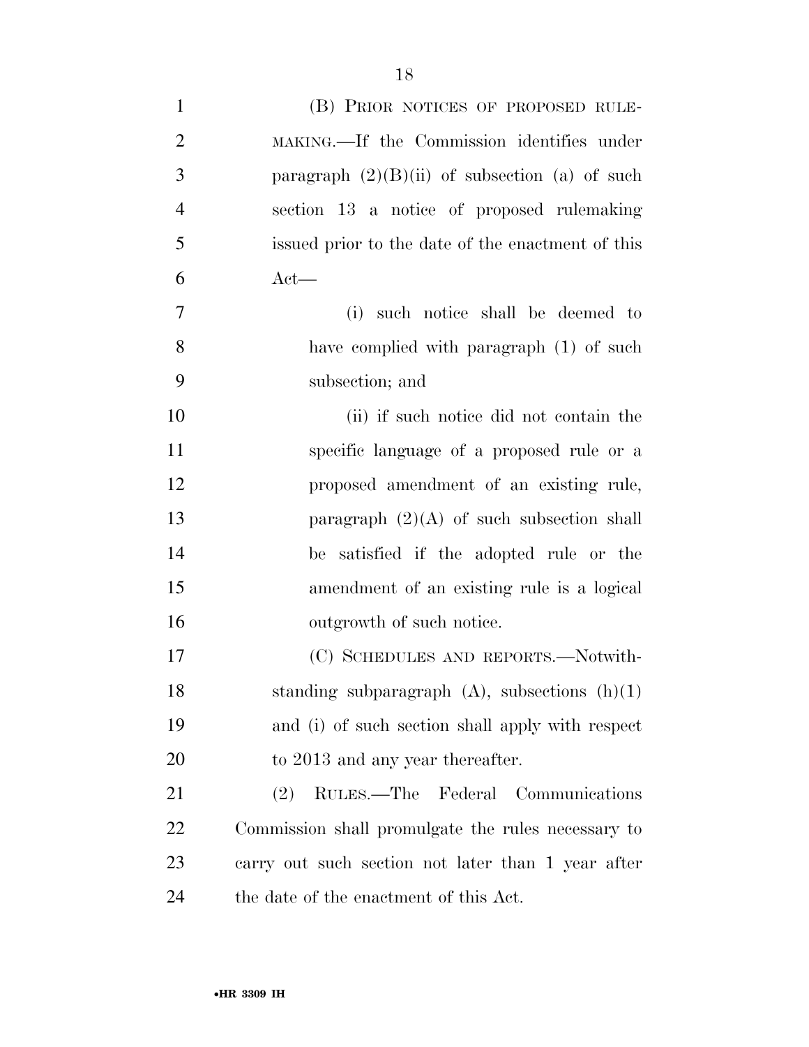(B) PRIOR NOTICES OF PROPOSED RULEMAKING.—If the Commission identifies under paragraph (2)(B)(ii) of subsection (a) of such section 13 a notice of proposed rulemaking issued prior to the date of the enactment of this Act—

(i) such notice shall be deemed to have complied with paragraph (1) of such subsection; and

(ii) if such notice did not contain the specific language of a proposed rule or a proposed amendment of an existing rule, paragraph (2)(A) of such subsection shall be satisfied if the adopted rule or the amendment of an existing rule is a logical outgrowth of such notice.

(C) SCHEDULES AND REPORTS.—Notwithstanding subparagraph (A), subsections (h)(1) and (i) of such section shall apply with respect to 2013 and any year thereafter.

(2) RULES.—The Federal Communications Commission shall promulgate the rules necessary to carry out such section not later than 1 year after the date of the enactment of this Act.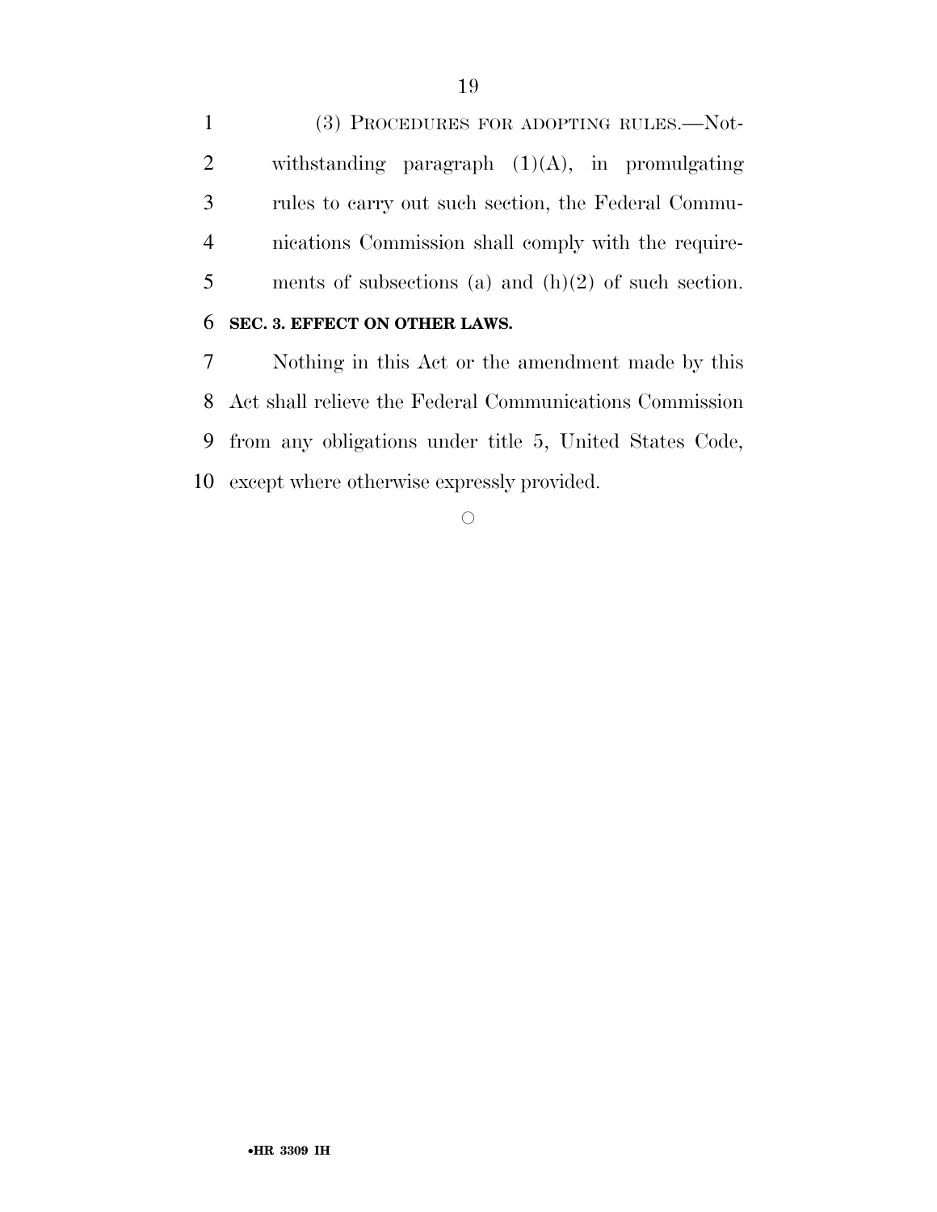(3) PROCEDURES FOR ADOPTING RULES.—Notwithstanding paragraph (1)(A), in promulgating rules to carry out such section, the Federal Communications Commission shall comply with the requirements of subsections (a) and (h)(2) of such section.

**SEC. 3. EFFECT ON OTHER LAWS.**

Nothing in this Act or the amendment made by this Act shall relieve the Federal Communications Commission from any obligations under title 5, United States Code, except where otherwise expressly provided.